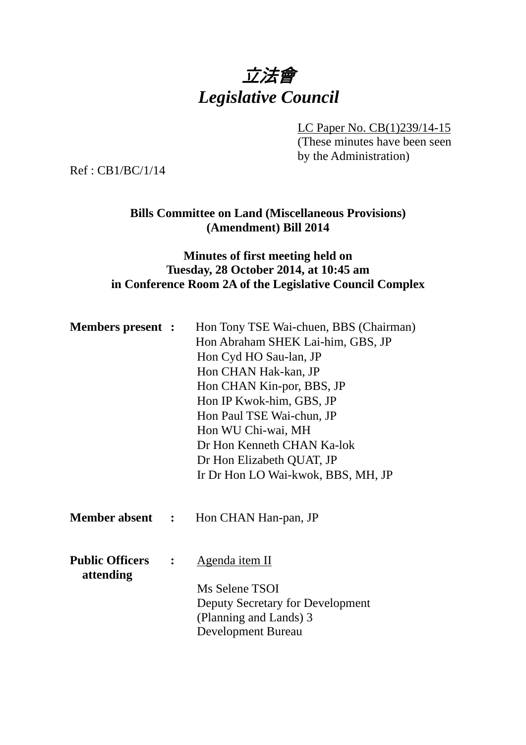# *立法會*
# *Legislative Council*

LC Paper No. CB(1)239/14-15
(These minutes have been seen by the Administration)

Ref : CB1/BC/1/14

**Bills Committee on Land (Miscellaneous Provisions) (Amendment) Bill 2014**

**Minutes of first meeting held on Tuesday, 28 October 2014, at 10:45 am in Conference Room 2A of the Legislative Council Complex**

**Members present :**

Hon Tony TSE Wai-chuen, BBS (Chairman)
Hon Abraham SHEK Lai-him, GBS, JP
Hon Cyd HO Sau-lan, JP
Hon CHAN Hak-kan, JP
Hon CHAN Kin-por, BBS, JP
Hon IP Kwok-him, GBS, JP
Hon Paul TSE Wai-chun, JP
Hon WU Chi-wai, MH
Dr Hon Kenneth CHAN Ka-lok
Dr Hon Elizabeth QUAT, JP
Ir Dr Hon LO Wai-kwok, BBS, MH, JP

**Member absent :**

Hon CHAN Han-pan, JP

**Public Officers attending :**

Agenda item II

Ms Selene TSOI
Deputy Secretary for Development (Planning and Lands) 3
Development Bureau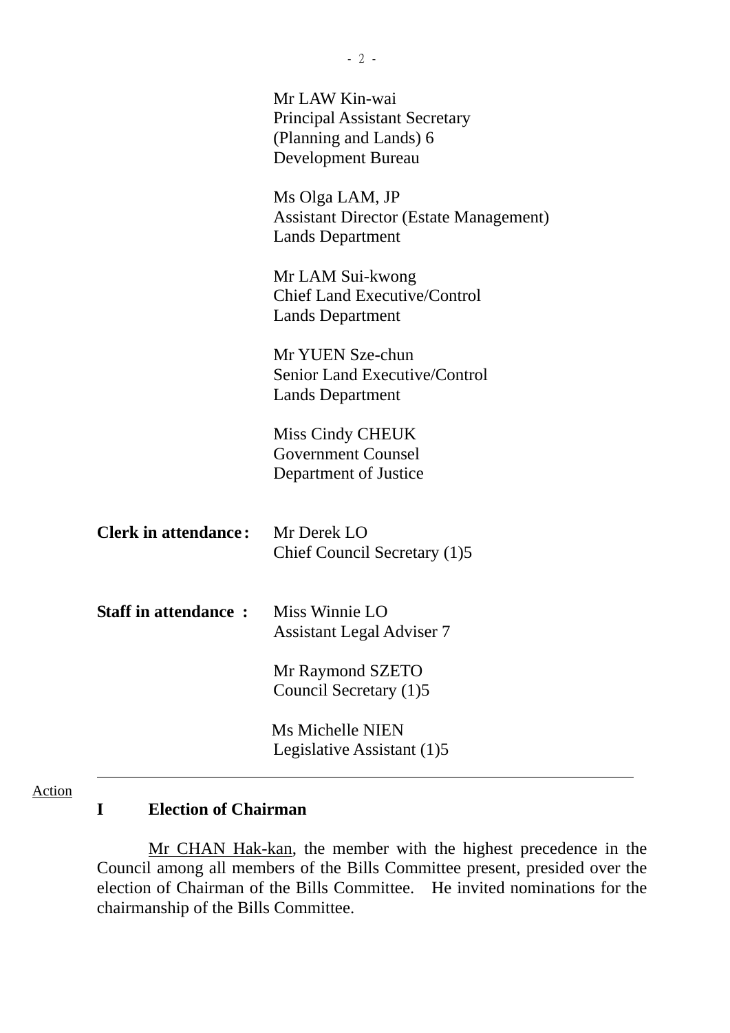Mr LAW Kin-wai
Principal Assistant Secretary
(Planning and Lands) 6
Development Bureau

Ms Olga LAM, JP
Assistant Director (Estate Management)
Lands Department

Mr LAM Sui-kwong
Chief Land Executive/Control
Lands Department

Mr YUEN Sze-chun
Senior Land Executive/Control
Lands Department

Miss Cindy CHEUK
Government Counsel
Department of Justice

**Clerk in attendance:** Mr Derek LO
Chief Council Secretary (1)5

**Staff in attendance :** Miss Winnie LO
Assistant Legal Adviser 7

Mr Raymond SZETO
Council Secretary (1)5

Ms Michelle NIEN
Legislative Assistant (1)5

---

Action

## I Election of Chairman

Mr CHAN Hak-kan, the member with the highest precedence in the Council among all members of the Bills Committee present, presided over the election of Chairman of the Bills Committee. He invited nominations for the chairmanship of the Bills Committee.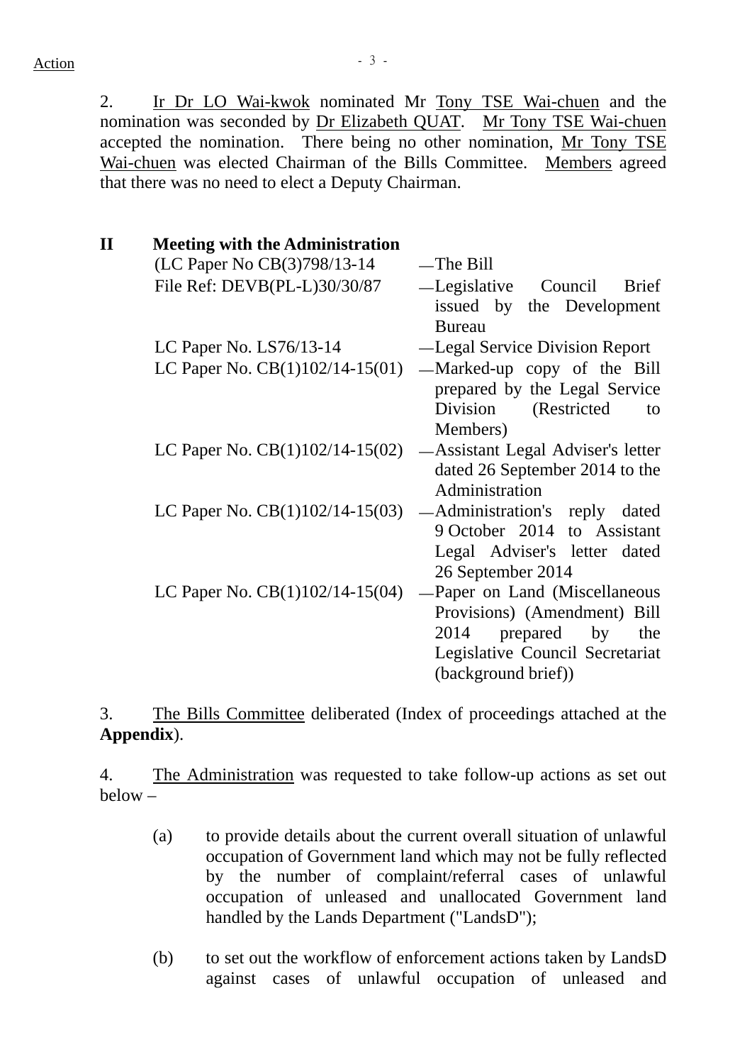Action

2. Ir Dr LO Wai-kwok nominated Mr Tony TSE Wai-chuen and the nomination was seconded by Dr Elizabeth QUAT. Mr Tony TSE Wai-chuen accepted the nomination. There being no other nomination, Mr Tony TSE Wai-chuen was elected Chairman of the Bills Committee. Members agreed that there was no need to elect a Deputy Chairman.

## II Meeting with the Administration

| | |
|---|---|
| (LC Paper No CB(3)798/13-14 | — The Bill |
| File Ref: DEVB(PL-L)30/30/87 | — Legislative Council Brief issued by the Development Bureau |
| LC Paper No. LS76/13-14 | — Legal Service Division Report |
| LC Paper No. CB(1)102/14-15(01) | — Marked-up copy of the Bill prepared by the Legal Service Division (Restricted to Members) |
| LC Paper No. CB(1)102/14-15(02) | — Assistant Legal Adviser's letter dated 26 September 2014 to the Administration |
| LC Paper No. CB(1)102/14-15(03) | — Administration's reply dated 9 October 2014 to Assistant Legal Adviser's letter dated 26 September 2014 |
| LC Paper No. CB(1)102/14-15(04) | — Paper on Land (Miscellaneous Provisions) (Amendment) Bill 2014 prepared by the Legislative Council Secretariat (background brief)) |

3. The Bills Committee deliberated (Index of proceedings attached at the **Appendix**).

4. The Administration was requested to take follow-up actions as set out below –

(a) to provide details about the current overall situation of unlawful occupation of Government land which may not be fully reflected by the number of complaint/referral cases of unlawful occupation of unleased and unallocated Government land handled by the Lands Department ("LandsD");

(b) to set out the workflow of enforcement actions taken by LandsD against cases of unlawful occupation of unleased and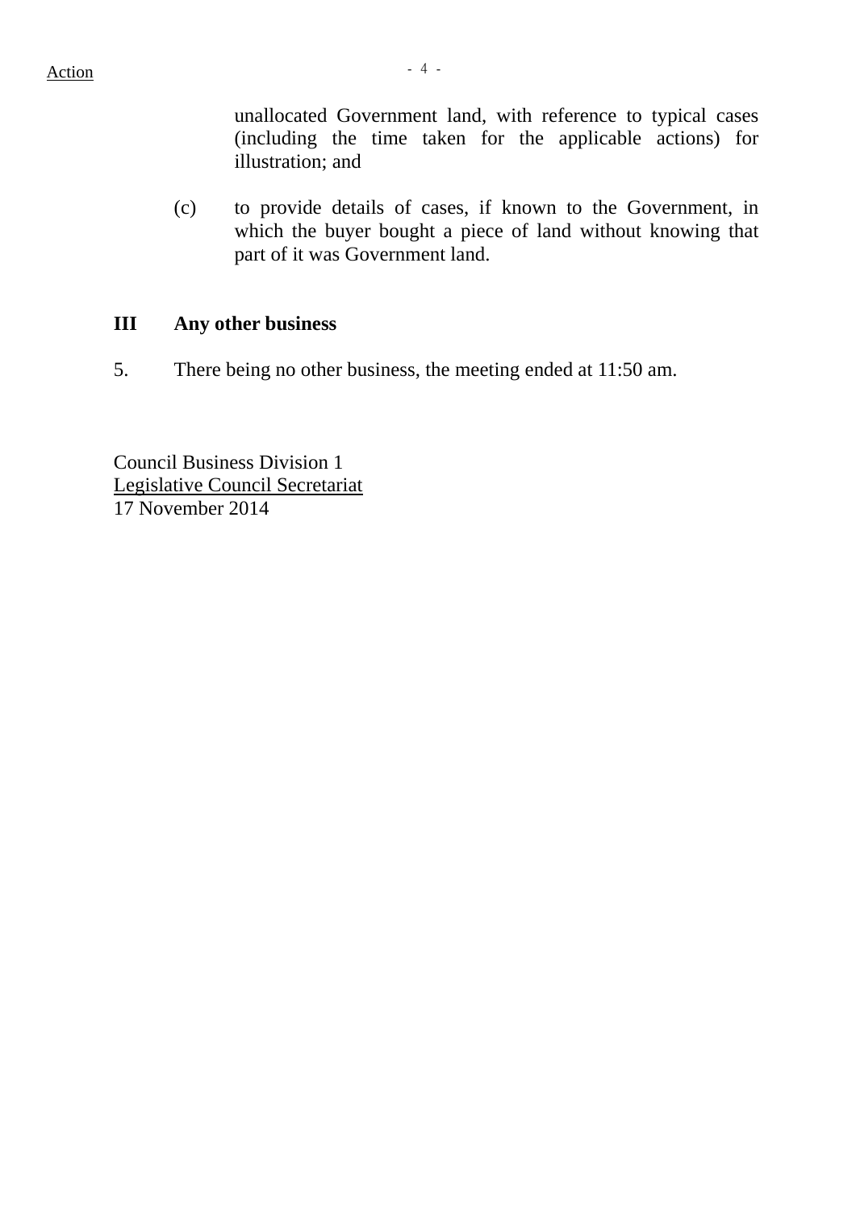unallocated Government land, with reference to typical cases (including the time taken for the applicable actions) for illustration; and

(c) to provide details of cases, if known to the Government, in which the buyer bought a piece of land without knowing that part of it was Government land.

## III Any other business

5. There being no other business, the meeting ended at 11:50 am.

Council Business Division 1
Legislative Council Secretariat
17 November 2014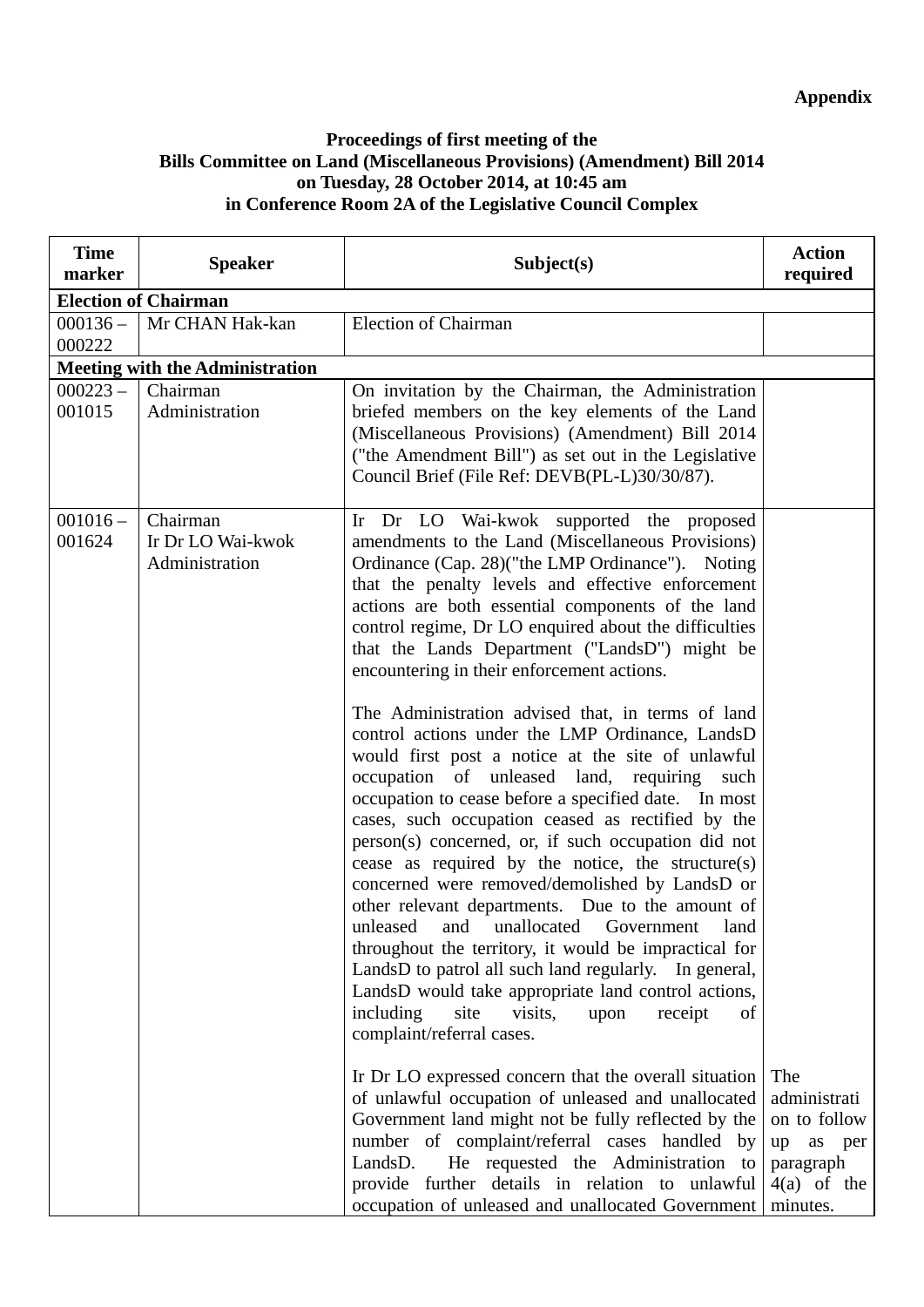**Appendix**

**Proceedings of first meeting of the**
**Bills Committee on Land (Miscellaneous Provisions) (Amendment) Bill 2014**
**on Tuesday, 28 October 2014, at 10:45 am**
**in Conference Room 2A of the Legislative Council Complex**

| Time marker | Speaker | Subject(s) | Action required |
|---|---|---|---|
| **Election of Chairman** | | | |
| 000136 – 000222 | Mr CHAN Hak-kan | Election of Chairman | |
| **Meeting with the Administration** | | | |
| 000223 – 001015 | Chairman<br>Administration | On invitation by the Chairman, the Administration briefed members on the key elements of the Land (Miscellaneous Provisions) (Amendment) Bill 2014 ("the Amendment Bill") as set out in the Legislative Council Brief (File Ref: DEVB(PL-L)30/30/87). | |
| 001016 – 001624 | Chairman<br>Ir Dr LO Wai-kwok<br>Administration | Ir Dr LO Wai-kwok supported the proposed amendments to the Land (Miscellaneous Provisions) Ordinance (Cap. 28)("the LMP Ordinance"). Noting that the penalty levels and effective enforcement actions are both essential components of the land control regime, Dr LO enquired about the difficulties that the Lands Department ("LandsD") might be encountering in their enforcement actions.<br><br>The Administration advised that, in terms of land control actions under the LMP Ordinance, LandsD would first post a notice at the site of unlawful occupation of unleased land, requiring such occupation to cease before a specified date. In most cases, such occupation ceased as rectified by the person(s) concerned, or, if such occupation did not cease as required by the notice, the structure(s) concerned were removed/demolished by LandsD or other relevant departments. Due to the amount of unleased and unallocated Government land throughout the territory, it would be impractical for LandsD to patrol all such land regularly. In general, LandsD would take appropriate land control actions, including site visits, upon receipt of complaint/referral cases.<br><br>Ir Dr LO expressed concern that the overall situation of unlawful occupation of unleased and unallocated Government land might not be fully reflected by the number of complaint/referral cases handled by LandsD. He requested the Administration to provide further details in relation to unlawful occupation of unleased and unallocated Government | The administration to follow up as per paragraph 4(a) of the minutes. |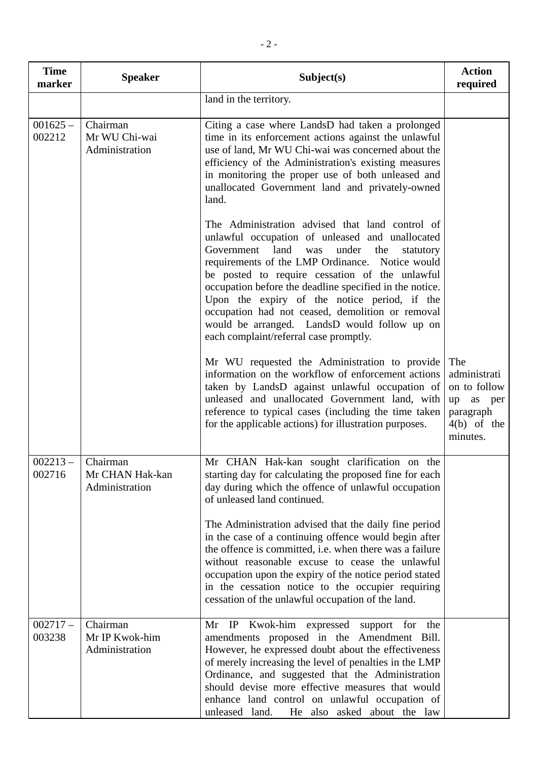| Time marker | Speaker | Subject(s) | Action required |
|---|---|---|---|
| | | land in the territory. | |
| 001625 – 002212 | Chairman<br>Mr WU Chi-wai<br>Administration | Citing a case where LandsD had taken a prolonged time in its enforcement actions against the unlawful use of land, Mr WU Chi-wai was concerned about the efficiency of the Administration's existing measures in monitoring the proper use of both unleased and unallocated Government land and privately-owned land.<br><br>The Administration advised that land control of unlawful occupation of unleased and unallocated Government land was under the statutory requirements of the LMP Ordinance. Notice would be posted to require cessation of the unlawful occupation before the deadline specified in the notice. Upon the expiry of the notice period, if the occupation had not ceased, demolition or removal would be arranged. LandsD would follow up on each complaint/referral case promptly.<br><br>Mr WU requested the Administration to provide information on the workflow of enforcement actions taken by LandsD against unlawful occupation of unleased and unallocated Government land, with reference to typical cases (including the time taken for the applicable actions) for illustration purposes. | The administration to follow up as per paragraph 4(b) of the minutes. |
| 002213 – 002716 | Chairman<br>Mr CHAN Hak-kan<br>Administration | Mr CHAN Hak-kan sought clarification on the starting day for calculating the proposed fine for each day during which the offence of unlawful occupation of unleased land continued.<br><br>The Administration advised that the daily fine period in the case of a continuing offence would begin after the offence is committed, i.e. when there was a failure without reasonable excuse to cease the unlawful occupation upon the expiry of the notice period stated in the cessation notice to the occupier requiring cessation of the unlawful occupation of the land. | |
| 002717 – 003238 | Chairman<br>Mr IP Kwok-him<br>Administration | Mr IP Kwok-him expressed support for the amendments proposed in the Amendment Bill. However, he expressed doubt about the effectiveness of merely increasing the level of penalties in the LMP Ordinance, and suggested that the Administration should devise more effective measures that would enhance land control on unlawful occupation of unleased land. He also asked about the law | |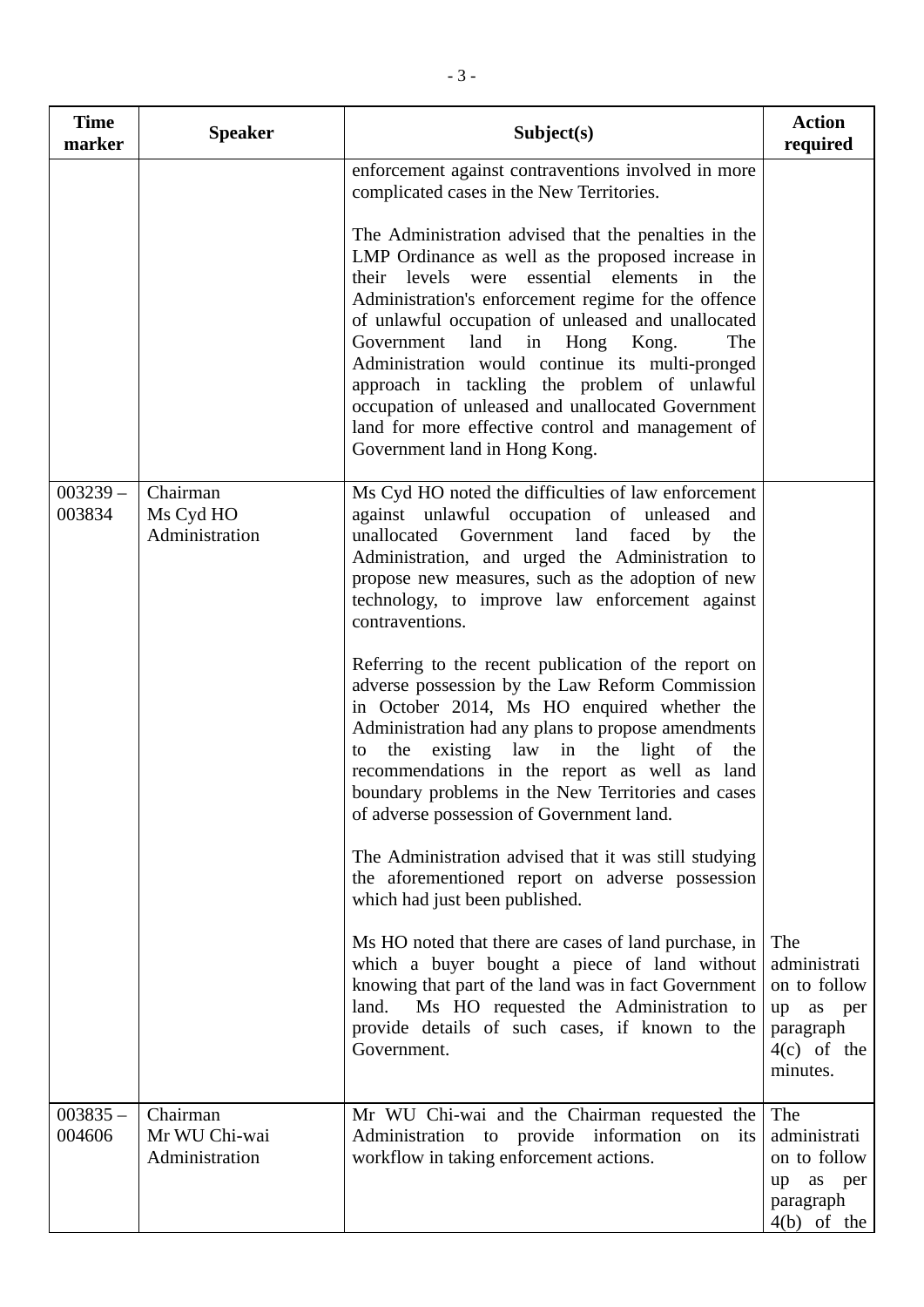| Time marker | Speaker | Subject(s) | Action required |
|---|---|---|---|
| | | enforcement against contraventions involved in more complicated cases in the New Territories.<br><br>The Administration advised that the penalties in the LMP Ordinance as well as the proposed increase in their levels were essential elements in the Administration's enforcement regime for the offence of unlawful occupation of unleased and unallocated Government land in Hong Kong. The Administration would continue its multi-pronged approach in tackling the problem of unlawful occupation of unleased and unallocated Government land for more effective control and management of Government land in Hong Kong. | |
| 003239 – 003834 | Chairman<br>Ms Cyd HO<br>Administration | Ms Cyd HO noted the difficulties of law enforcement against unlawful occupation of unleased and unallocated Government land faced by the Administration, and urged the Administration to propose new measures, such as the adoption of new technology, to improve law enforcement against contraventions.<br><br>Referring to the recent publication of the report on adverse possession by the Law Reform Commission in October 2014, Ms HO enquired whether the Administration had any plans to propose amendments to the existing law in the light of the recommendations in the report as well as land boundary problems in the New Territories and cases of adverse possession of Government land.<br><br>The Administration advised that it was still studying the aforementioned report on adverse possession which had just been published.<br><br>Ms HO noted that there are cases of land purchase, in which a buyer bought a piece of land without knowing that part of the land was in fact Government land. Ms HO requested the Administration to provide details of such cases, if known to the Government. | The administration to follow up as per paragraph 4(c) of the minutes. |
| 003835 – 004606 | Chairman<br>Mr WU Chi-wai<br>Administration | Mr WU Chi-wai and the Chairman requested the Administration to provide information on its workflow in taking enforcement actions. | The administration to follow up as per paragraph 4(b) of the |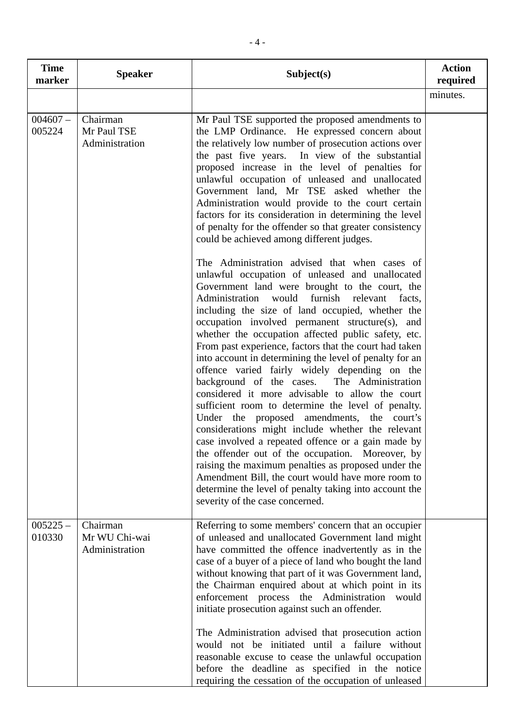| Time marker | Speaker | Subject(s) | Action required |
|---|---|---|---|
| | | | minutes. |
| 004607 – 005224 | Chairman<br>Mr Paul TSE<br>Administration | Mr Paul TSE supported the proposed amendments to the LMP Ordinance. He expressed concern about the relatively low number of prosecution actions over the past five years. In view of the substantial proposed increase in the level of penalties for unlawful occupation of unleased and unallocated Government land, Mr TSE asked whether the Administration would provide to the court certain factors for its consideration in determining the level of penalty for the offender so that greater consistency could be achieved among different judges.<br><br>The Administration advised that when cases of unlawful occupation of unleased and unallocated Government land were brought to the court, the Administration would furnish relevant facts, including the size of land occupied, whether the occupation involved permanent structure(s), and whether the occupation affected public safety, etc. From past experience, factors that the court had taken into account in determining the level of penalty for an offence varied fairly widely depending on the background of the cases. The Administration considered it more advisable to allow the court sufficient room to determine the level of penalty. Under the proposed amendments, the court's considerations might include whether the relevant case involved a repeated offence or a gain made by the offender out of the occupation. Moreover, by raising the maximum penalties as proposed under the Amendment Bill, the court would have more room to determine the level of penalty taking into account the severity of the case concerned. | |
| 005225 – 010330 | Chairman<br>Mr WU Chi-wai<br>Administration | Referring to some members' concern that an occupier of unleased and unallocated Government land might have committed the offence inadvertently as in the case of a buyer of a piece of land who bought the land without knowing that part of it was Government land, the Chairman enquired about at which point in its enforcement process the Administration would initiate prosecution against such an offender.<br><br>The Administration advised that prosecution action would not be initiated until a failure without reasonable excuse to cease the unlawful occupation before the deadline as specified in the notice requiring the cessation of the occupation of unleased | |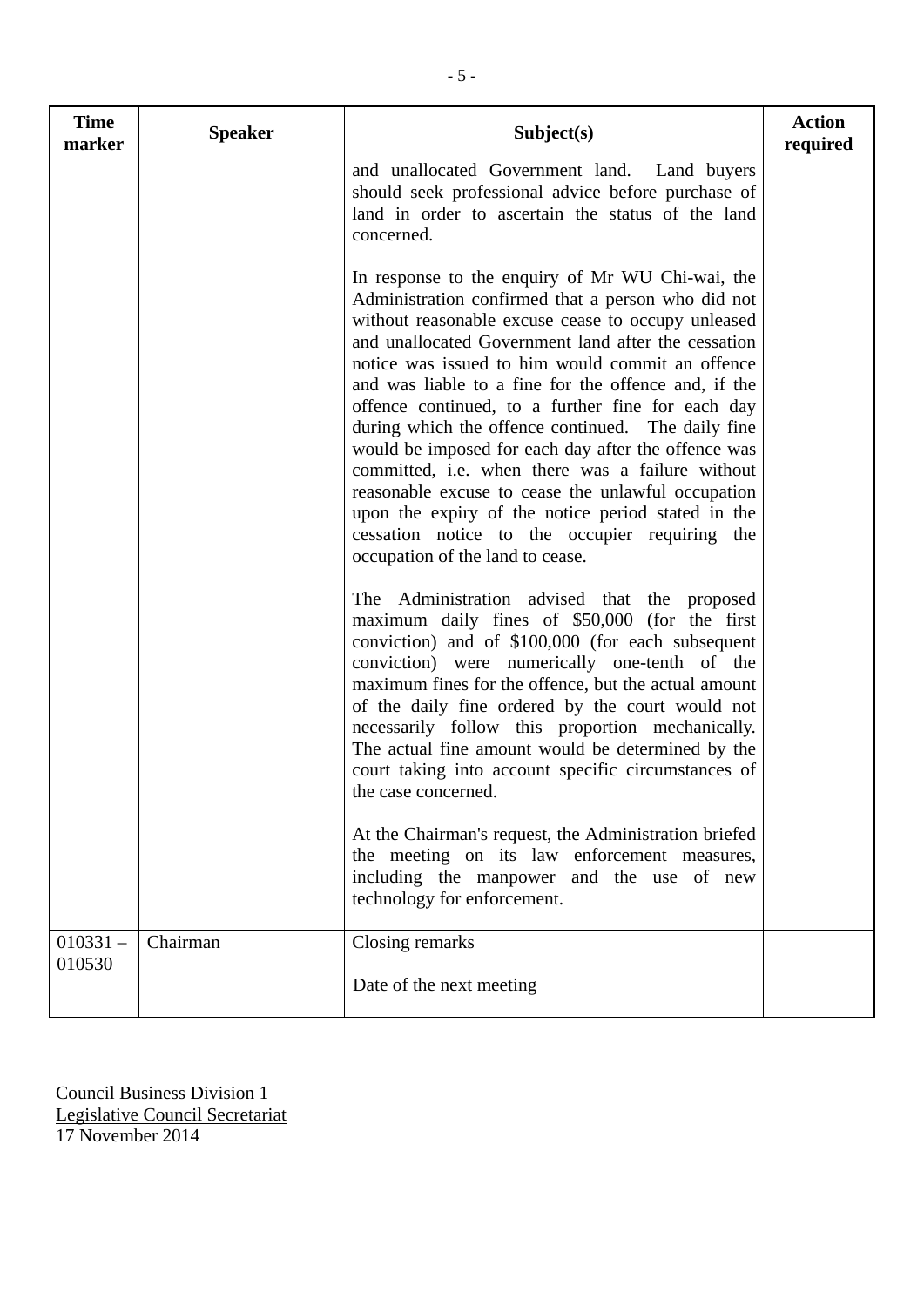| Time marker | Speaker | Subject(s) | Action required |
|---|---|---|---|
| | | and unallocated Government land. Land buyers should seek professional advice before purchase of land in order to ascertain the status of the land concerned.<br><br>In response to the enquiry of Mr WU Chi-wai, the Administration confirmed that a person who did not without reasonable excuse cease to occupy unleased and unallocated Government land after the cessation notice was issued to him would commit an offence and was liable to a fine for the offence and, if the offence continued, to a further fine for each day during which the offence continued. The daily fine would be imposed for each day after the offence was committed, i.e. when there was a failure without reasonable excuse to cease the unlawful occupation upon the expiry of the notice period stated in the cessation notice to the occupier requiring the occupation of the land to cease.<br><br>The Administration advised that the proposed maximum daily fines of $50,000 (for the first conviction) and of $100,000 (for each subsequent conviction) were numerically one-tenth of the maximum fines for the offence, but the actual amount of the daily fine ordered by the court would not necessarily follow this proportion mechanically. The actual fine amount would be determined by the court taking into account specific circumstances of the case concerned.<br><br>At the Chairman's request, the Administration briefed the meeting on its law enforcement measures, including the manpower and the use of new technology for enforcement. | |
| 010331 – 010530 | Chairman | Closing remarks<br><br>Date of the next meeting | |

Council Business Division 1
Legislative Council Secretariat
17 November 2014